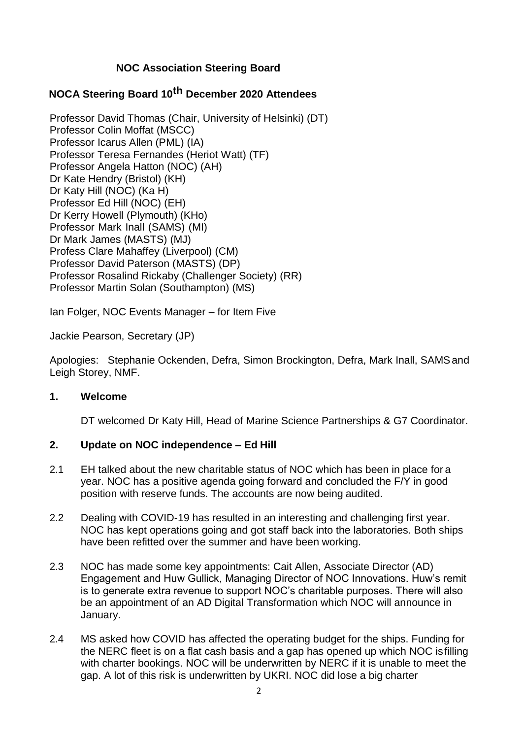## NOC Association Steering Board

## NOCA Steering Board 10th December 2020 Attendees

Professor David Thomas (Chair, University of Helsinki) (DT)
Professor Colin Moffat (MSCC)
Professor Icarus Allen (PML) (IA)
Professor Teresa Fernandes (Heriot Watt) (TF)
Professor Angela Hatton (NOC) (AH)
Dr Kate Hendry (Bristol) (KH)
Dr Katy Hill (NOC) (Ka H)
Professor Ed Hill (NOC) (EH)
Dr Kerry Howell (Plymouth) (KHo)
Professor Mark Inall (SAMS) (MI)
Dr Mark James (MASTS) (MJ)
Profess Clare Mahaffey (Liverpool) (CM)
Professor David Paterson (MASTS) (DP)
Professor Rosalind Rickaby (Challenger Society) (RR)
Professor Martin Solan (Southampton) (MS)

Ian Folger, NOC Events Manager – for Item Five

Jackie Pearson, Secretary (JP)

Apologies: Stephanie Ockenden, Defra, Simon Brockington, Defra, Mark Inall, SAMS and Leigh Storey, NMF.

### 1. Welcome

DT welcomed Dr Katy Hill, Head of Marine Science Partnerships & G7 Coordinator.

### 2. Update on NOC independence – Ed Hill

2.1 EH talked about the new charitable status of NOC which has been in place for a year. NOC has a positive agenda going forward and concluded the F/Y in good position with reserve funds. The accounts are now being audited.

2.2 Dealing with COVID-19 has resulted in an interesting and challenging first year. NOC has kept operations going and got staff back into the laboratories. Both ships have been refitted over the summer and have been working.

2.3 NOC has made some key appointments: Cait Allen, Associate Director (AD) Engagement and Huw Gullick, Managing Director of NOC Innovations. Huw's remit is to generate extra revenue to support NOC's charitable purposes. There will also be an appointment of an AD Digital Transformation which NOC will announce in January.

2.4 MS asked how COVID has affected the operating budget for the ships. Funding for the NERC fleet is on a flat cash basis and a gap has opened up which NOC is filling with charter bookings. NOC will be underwritten by NERC if it is unable to meet the gap. A lot of this risk is underwritten by UKRI. NOC did lose a big charter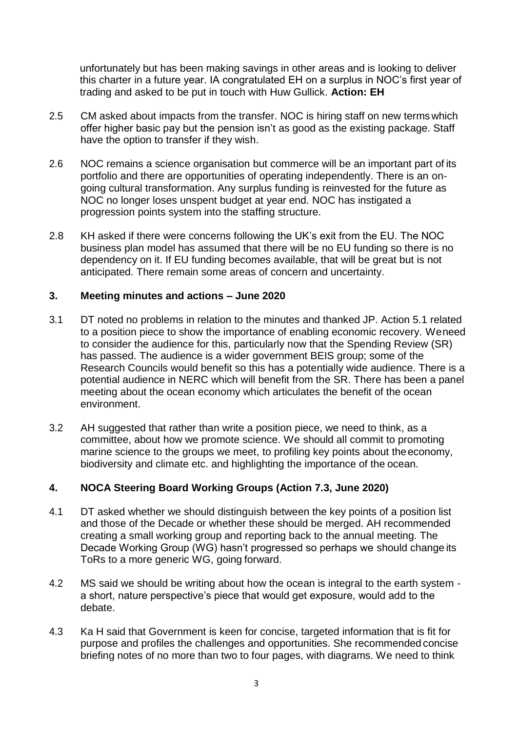unfortunately but has been making savings in other areas and is looking to deliver this charter in a future year. IA congratulated EH on a surplus in NOC's first year of trading and asked to be put in touch with Huw Gullick. **Action: EH**

2.5 CM asked about impacts from the transfer. NOC is hiring staff on new terms which offer higher basic pay but the pension isn't as good as the existing package. Staff have the option to transfer if they wish.

2.6 NOC remains a science organisation but commerce will be an important part of its portfolio and there are opportunities of operating independently. There is an on-going cultural transformation. Any surplus funding is reinvested for the future as NOC no longer loses unspent budget at year end. NOC has instigated a progression points system into the staffing structure.

2.8 KH asked if there were concerns following the UK's exit from the EU. The NOC business plan model has assumed that there will be no EU funding so there is no dependency on it. If EU funding becomes available, that will be great but is not anticipated. There remain some areas of concern and uncertainty.

## 3. Meeting minutes and actions – June 2020

3.1 DT noted no problems in relation to the minutes and thanked JP. Action 5.1 related to a position piece to show the importance of enabling economic recovery. We need to consider the audience for this, particularly now that the Spending Review (SR) has passed. The audience is a wider government BEIS group; some of the Research Councils would benefit so this has a potentially wide audience. There is a potential audience in NERC which will benefit from the SR. There has been a panel meeting about the ocean economy which articulates the benefit of the ocean environment.

3.2 AH suggested that rather than write a position piece, we need to think, as a committee, about how we promote science. We should all commit to promoting marine science to the groups we meet, to profiling key points about the economy, biodiversity and climate etc. and highlighting the importance of the ocean.

## 4. NOCA Steering Board Working Groups (Action 7.3, June 2020)

4.1 DT asked whether we should distinguish between the key points of a position list and those of the Decade or whether these should be merged. AH recommended creating a small working group and reporting back to the annual meeting. The Decade Working Group (WG) hasn't progressed so perhaps we should change its ToRs to a more generic WG, going forward.

4.2 MS said we should be writing about how the ocean is integral to the earth system - a short, nature perspective's piece that would get exposure, would add to the debate.

4.3 Ka H said that Government is keen for concise, targeted information that is fit for purpose and profiles the challenges and opportunities. She recommended concise briefing notes of no more than two to four pages, with diagrams. We need to think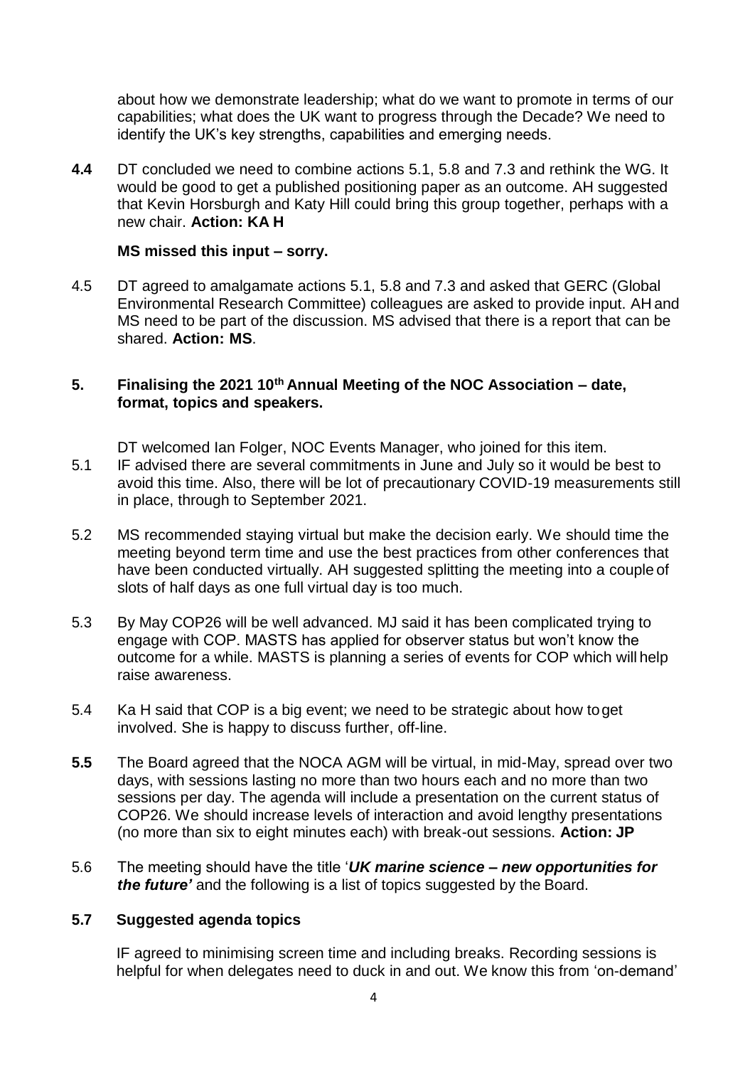about how we demonstrate leadership; what do we want to promote in terms of our capabilities; what does the UK want to progress through the Decade? We need to identify the UK's key strengths, capabilities and emerging needs.

**4.4** DT concluded we need to combine actions 5.1, 5.8 and 7.3 and rethink the WG. It would be good to get a published positioning paper as an outcome. AH suggested that Kevin Horsburgh and Katy Hill could bring this group together, perhaps with a new chair. **Action: KA H**

**MS missed this input – sorry.**

4.5 DT agreed to amalgamate actions 5.1, 5.8 and 7.3 and asked that GERC (Global Environmental Research Committee) colleagues are asked to provide input. AH and MS need to be part of the discussion. MS advised that there is a report that can be shared. **Action: MS**.

## 5. Finalising the 2021 10th Annual Meeting of the NOC Association – date, format, topics and speakers.

DT welcomed Ian Folger, NOC Events Manager, who joined for this item.

5.1 IF advised there are several commitments in June and July so it would be best to avoid this time. Also, there will be lot of precautionary COVID-19 measurements still in place, through to September 2021.

5.2 MS recommended staying virtual but make the decision early. We should time the meeting beyond term time and use the best practices from other conferences that have been conducted virtually. AH suggested splitting the meeting into a couple of slots of half days as one full virtual day is too much.

5.3 By May COP26 will be well advanced. MJ said it has been complicated trying to engage with COP. MASTS has applied for observer status but won't know the outcome for a while. MASTS is planning a series of events for COP which will help raise awareness.

5.4 Ka H said that COP is a big event; we need to be strategic about how to get involved. She is happy to discuss further, off-line.

**5.5** The Board agreed that the NOCA AGM will be virtual, in mid-May, spread over two days, with sessions lasting no more than two hours each and no more than two sessions per day. The agenda will include a presentation on the current status of COP26. We should increase levels of interaction and avoid lengthy presentations (no more than six to eight minutes each) with break-out sessions. **Action: JP**

5.6 The meeting should have the title '***UK marine science – new opportunities for the future'*** and the following is a list of topics suggested by the Board.

### 5.7 Suggested agenda topics

IF agreed to minimising screen time and including breaks. Recording sessions is helpful for when delegates need to duck in and out. We know this from 'on-demand'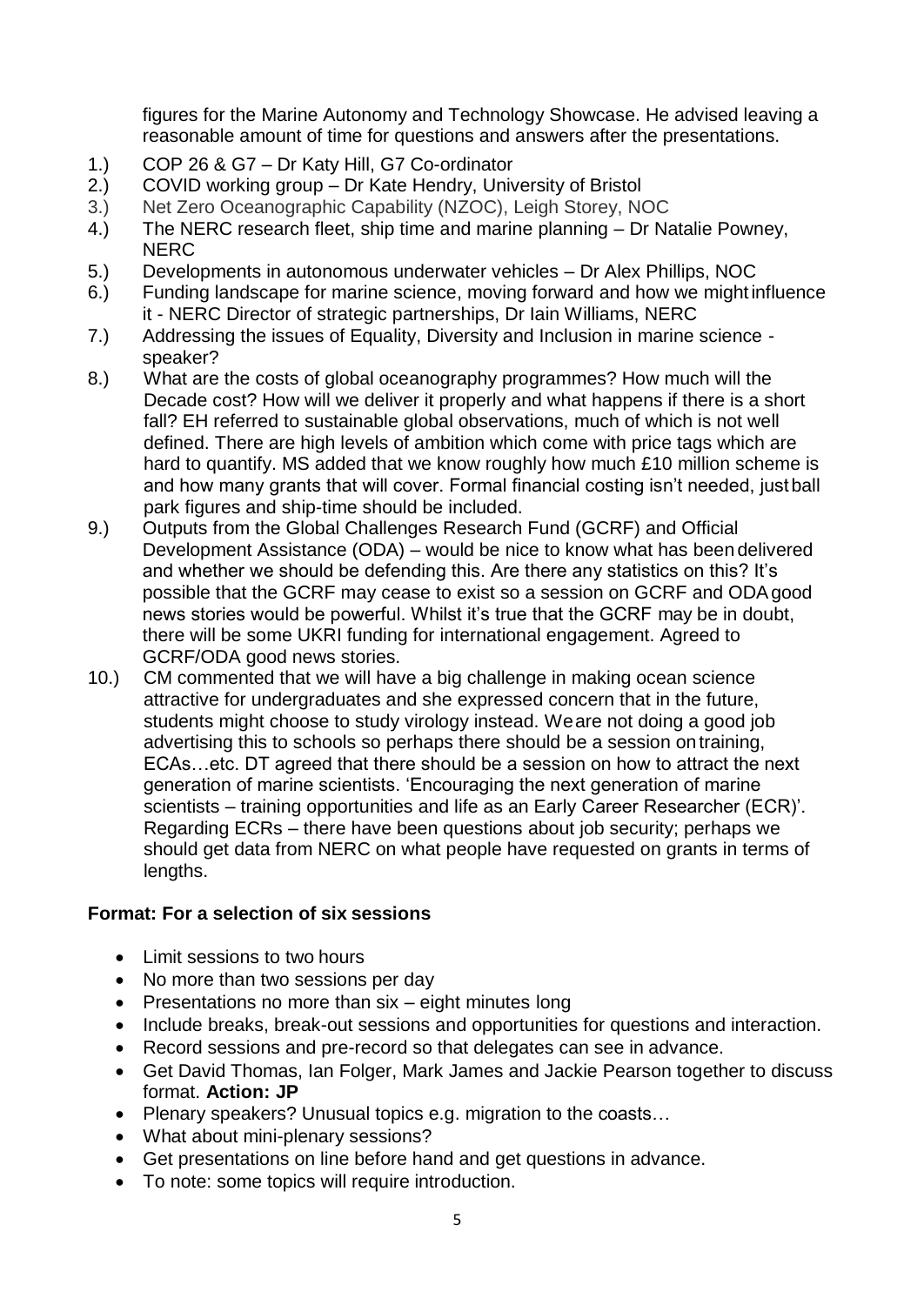figures for the Marine Autonomy and Technology Showcase. He advised leaving a reasonable amount of time for questions and answers after the presentations.

1.) COP 26 & G7 – Dr Katy Hill, G7 Co-ordinator
2.) COVID working group – Dr Kate Hendry, University of Bristol
3.) Net Zero Oceanographic Capability (NZOC), Leigh Storey, NOC
4.) The NERC research fleet, ship time and marine planning – Dr Natalie Powney, NERC
5.) Developments in autonomous underwater vehicles – Dr Alex Phillips, NOC
6.) Funding landscape for marine science, moving forward and how we might influence it - NERC Director of strategic partnerships, Dr Iain Williams, NERC
7.) Addressing the issues of Equality, Diversity and Inclusion in marine science - speaker?
8.) What are the costs of global oceanography programmes? How much will the Decade cost? How will we deliver it properly and what happens if there is a short fall? EH referred to sustainable global observations, much of which is not well defined. There are high levels of ambition which come with price tags which are hard to quantify. MS added that we know roughly how much £10 million scheme is and how many grants that will cover. Formal financial costing isn't needed, just ball park figures and ship-time should be included.
9.) Outputs from the Global Challenges Research Fund (GCRF) and Official Development Assistance (ODA) – would be nice to know what has been delivered and whether we should be defending this. Are there any statistics on this? It's possible that the GCRF may cease to exist so a session on GCRF and ODA good news stories would be powerful. Whilst it's true that the GCRF may be in doubt, there will be some UKRI funding for international engagement. Agreed to GCRF/ODA good news stories.
10.) CM commented that we will have a big challenge in making ocean science attractive for undergraduates and she expressed concern that in the future, students might choose to study virology instead. We are not doing a good job advertising this to schools so perhaps there should be a session on training, ECAs…etc. DT agreed that there should be a session on how to attract the next generation of marine scientists. 'Encouraging the next generation of marine scientists – training opportunities and life as an Early Career Researcher (ECR)'. Regarding ECRs – there have been questions about job security; perhaps we should get data from NERC on what people have requested on grants in terms of lengths.

**Format: For a selection of six sessions**

- Limit sessions to two hours
- No more than two sessions per day
- Presentations no more than six – eight minutes long
- Include breaks, break-out sessions and opportunities for questions and interaction.
- Record sessions and pre-record so that delegates can see in advance.
- Get David Thomas, Ian Folger, Mark James and Jackie Pearson together to discuss format. **Action: JP**
- Plenary speakers? Unusual topics e.g. migration to the coasts…
- What about mini-plenary sessions?
- Get presentations on line before hand and get questions in advance.
- To note: some topics will require introduction.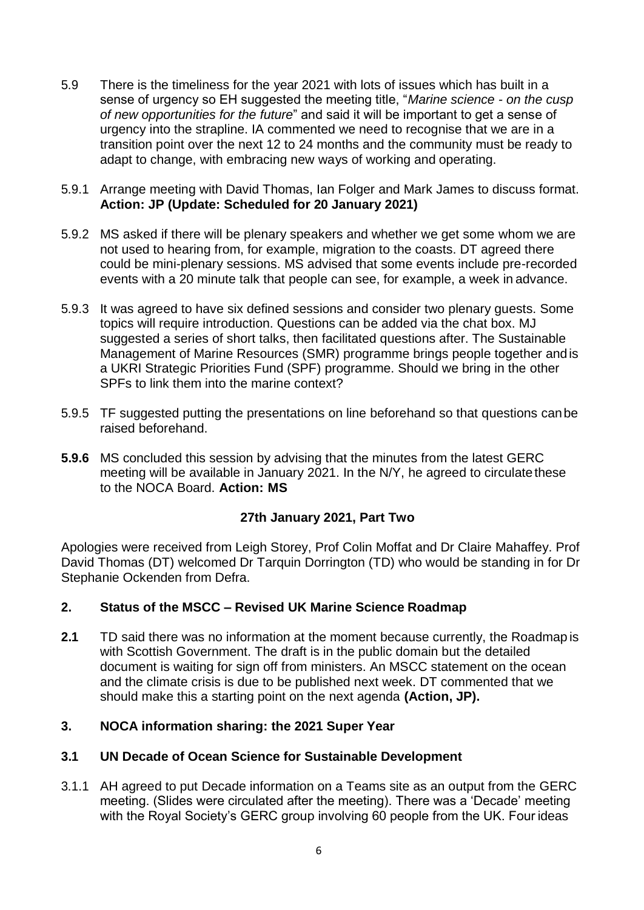5.9 There is the timeliness for the year 2021 with lots of issues which has built in a sense of urgency so EH suggested the meeting title, "*Marine science - on the cusp of new opportunities for the future*" and said it will be important to get a sense of urgency into the strapline. IA commented we need to recognise that we are in a transition point over the next 12 to 24 months and the community must be ready to adapt to change, with embracing new ways of working and operating.

5.9.1 Arrange meeting with David Thomas, Ian Folger and Mark James to discuss format. **Action: JP (Update: Scheduled for 20 January 2021)**

5.9.2 MS asked if there will be plenary speakers and whether we get some whom we are not used to hearing from, for example, migration to the coasts. DT agreed there could be mini-plenary sessions. MS advised that some events include pre-recorded events with a 20 minute talk that people can see, for example, a week in advance.

5.9.3 It was agreed to have six defined sessions and consider two plenary guests. Some topics will require introduction. Questions can be added via the chat box. MJ suggested a series of short talks, then facilitated questions after. The Sustainable Management of Marine Resources (SMR) programme brings people together and is a UKRI Strategic Priorities Fund (SPF) programme. Should we bring in the other SPFs to link them into the marine context?

5.9.5 TF suggested putting the presentations on line beforehand so that questions can be raised beforehand.

**5.9.6** MS concluded this session by advising that the minutes from the latest GERC meeting will be available in January 2021. In the N/Y, he agreed to circulate these to the NOCA Board. **Action: MS**

**27th January 2021, Part Two**

Apologies were received from Leigh Storey, Prof Colin Moffat and Dr Claire Mahaffey. Prof David Thomas (DT) welcomed Dr Tarquin Dorrington (TD) who would be standing in for Dr Stephanie Ockenden from Defra.

## 2. Status of the MSCC – Revised UK Marine Science Roadmap

**2.1** TD said there was no information at the moment because currently, the Roadmap is with Scottish Government. The draft is in the public domain but the detailed document is waiting for sign off from ministers. An MSCC statement on the ocean and the climate crisis is due to be published next week. DT commented that we should make this a starting point on the next agenda **(Action, JP).**

## 3. NOCA information sharing: the 2021 Super Year

### 3.1 UN Decade of Ocean Science for Sustainable Development

3.1.1 AH agreed to put Decade information on a Teams site as an output from the GERC meeting. (Slides were circulated after the meeting). There was a 'Decade' meeting with the Royal Society's GERC group involving 60 people from the UK. Four ideas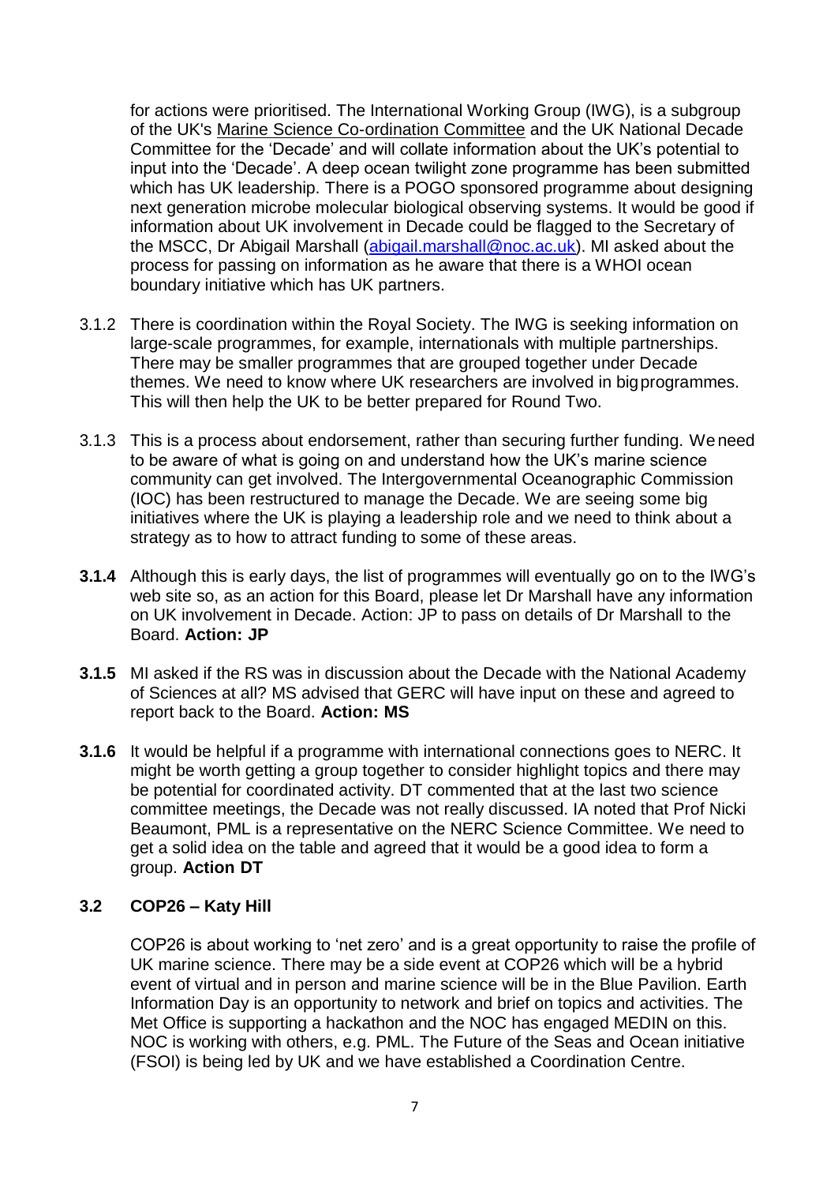for actions were prioritised. The International Working Group (IWG), is a subgroup of the UK's Marine Science Co-ordination Committee and the UK National Decade Committee for the 'Decade' and will collate information about the UK's potential to input into the 'Decade'. A deep ocean twilight zone programme has been submitted which has UK leadership. There is a POGO sponsored programme about designing next generation microbe molecular biological observing systems. It would be good if information about UK involvement in Decade could be flagged to the Secretary of the MSCC, Dr Abigail Marshall (abigail.marshall@noc.ac.uk). MI asked about the process for passing on information as he aware that there is a WHOI ocean boundary initiative which has UK partners.

3.1.2 There is coordination within the Royal Society. The IWG is seeking information on large-scale programmes, for example, internationals with multiple partnerships. There may be smaller programmes that are grouped together under Decade themes. We need to know where UK researchers are involved in big programmes. This will then help the UK to be better prepared for Round Two.

3.1.3 This is a process about endorsement, rather than securing further funding. We need to be aware of what is going on and understand how the UK's marine science community can get involved. The Intergovernmental Oceanographic Commission (IOC) has been restructured to manage the Decade. We are seeing some big initiatives where the UK is playing a leadership role and we need to think about a strategy as to how to attract funding to some of these areas.

**3.1.4** Although this is early days, the list of programmes will eventually go on to the IWG's web site so, as an action for this Board, please let Dr Marshall have any information on UK involvement in Decade. Action: JP to pass on details of Dr Marshall to the Board. **Action: JP**

**3.1.5** MI asked if the RS was in discussion about the Decade with the National Academy of Sciences at all? MS advised that GERC will have input on these and agreed to report back to the Board. **Action: MS**

**3.1.6** It would be helpful if a programme with international connections goes to NERC. It might be worth getting a group together to consider highlight topics and there may be potential for coordinated activity. DT commented that at the last two science committee meetings, the Decade was not really discussed. IA noted that Prof Nicki Beaumont, PML is a representative on the NERC Science Committee. We need to get a solid idea on the table and agreed that it would be a good idea to form a group. **Action DT**

### 3.2 COP26 – Katy Hill

COP26 is about working to 'net zero' and is a great opportunity to raise the profile of UK marine science. There may be a side event at COP26 which will be a hybrid event of virtual and in person and marine science will be in the Blue Pavilion. Earth Information Day is an opportunity to network and brief on topics and activities. The Met Office is supporting a hackathon and the NOC has engaged MEDIN on this. NOC is working with others, e.g. PML. The Future of the Seas and Ocean initiative (FSOI) is being led by UK and we have established a Coordination Centre.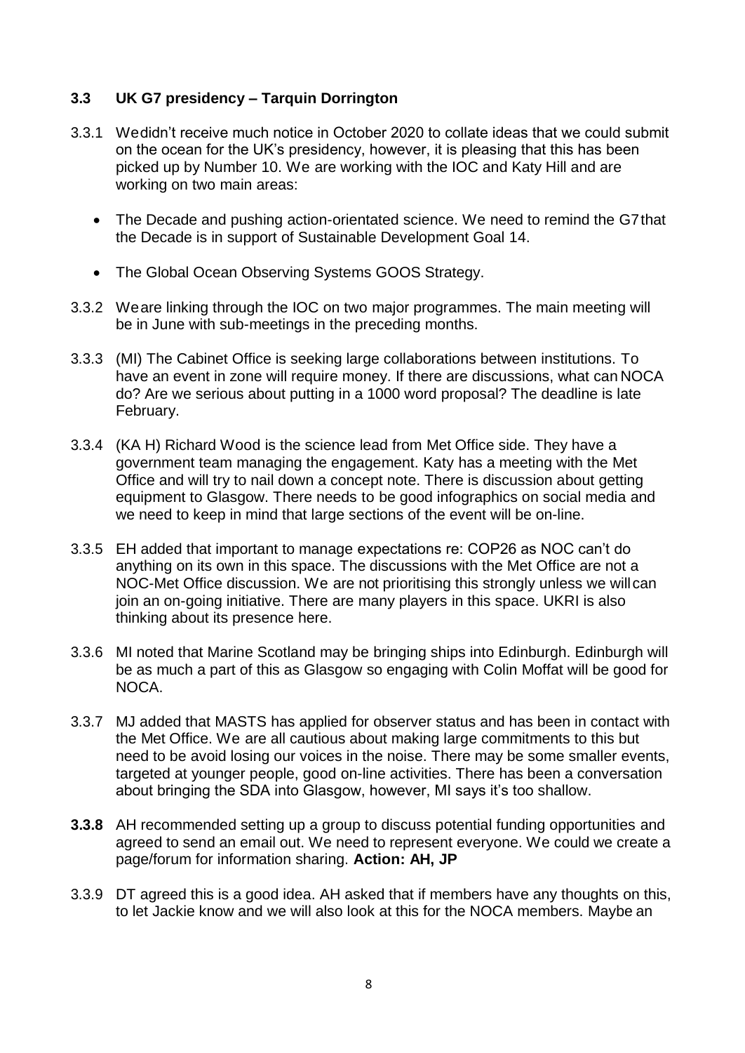### 3.3 UK G7 presidency – Tarquin Dorrington

3.3.1 Wedidn't receive much notice in October 2020 to collate ideas that we could submit on the ocean for the UK's presidency, however, it is pleasing that this has been picked up by Number 10. We are working with the IOC and Katy Hill and are working on two main areas:

- The Decade and pushing action-orientated science. We need to remind the G7that the Decade is in support of Sustainable Development Goal 14.
- The Global Ocean Observing Systems GOOS Strategy.

3.3.2 Weare linking through the IOC on two major programmes. The main meeting will be in June with sub-meetings in the preceding months.

3.3.3 (MI) The Cabinet Office is seeking large collaborations between institutions. To have an event in zone will require money. If there are discussions, what can NOCA do? Are we serious about putting in a 1000 word proposal? The deadline is late February.

3.3.4 (KA H) Richard Wood is the science lead from Met Office side. They have a government team managing the engagement. Katy has a meeting with the Met Office and will try to nail down a concept note. There is discussion about getting equipment to Glasgow. There needs to be good infographics on social media and we need to keep in mind that large sections of the event will be on-line.

3.3.5 EH added that important to manage expectations re: COP26 as NOC can't do anything on its own in this space. The discussions with the Met Office are not a NOC-Met Office discussion. We are not prioritising this strongly unless we willcan join an on-going initiative. There are many players in this space. UKRI is also thinking about its presence here.

3.3.6 MI noted that Marine Scotland may be bringing ships into Edinburgh. Edinburgh will be as much a part of this as Glasgow so engaging with Colin Moffat will be good for NOCA.

3.3.7 MJ added that MASTS has applied for observer status and has been in contact with the Met Office. We are all cautious about making large commitments to this but need to be avoid losing our voices in the noise. There may be some smaller events, targeted at younger people, good on-line activities. There has been a conversation about bringing the SDA into Glasgow, however, MI says it's too shallow.

**3.3.8** AH recommended setting up a group to discuss potential funding opportunities and agreed to send an email out. We need to represent everyone. We could we create a page/forum for information sharing. **Action: AH, JP**

3.3.9 DT agreed this is a good idea. AH asked that if members have any thoughts on this, to let Jackie know and we will also look at this for the NOCA members. Maybe an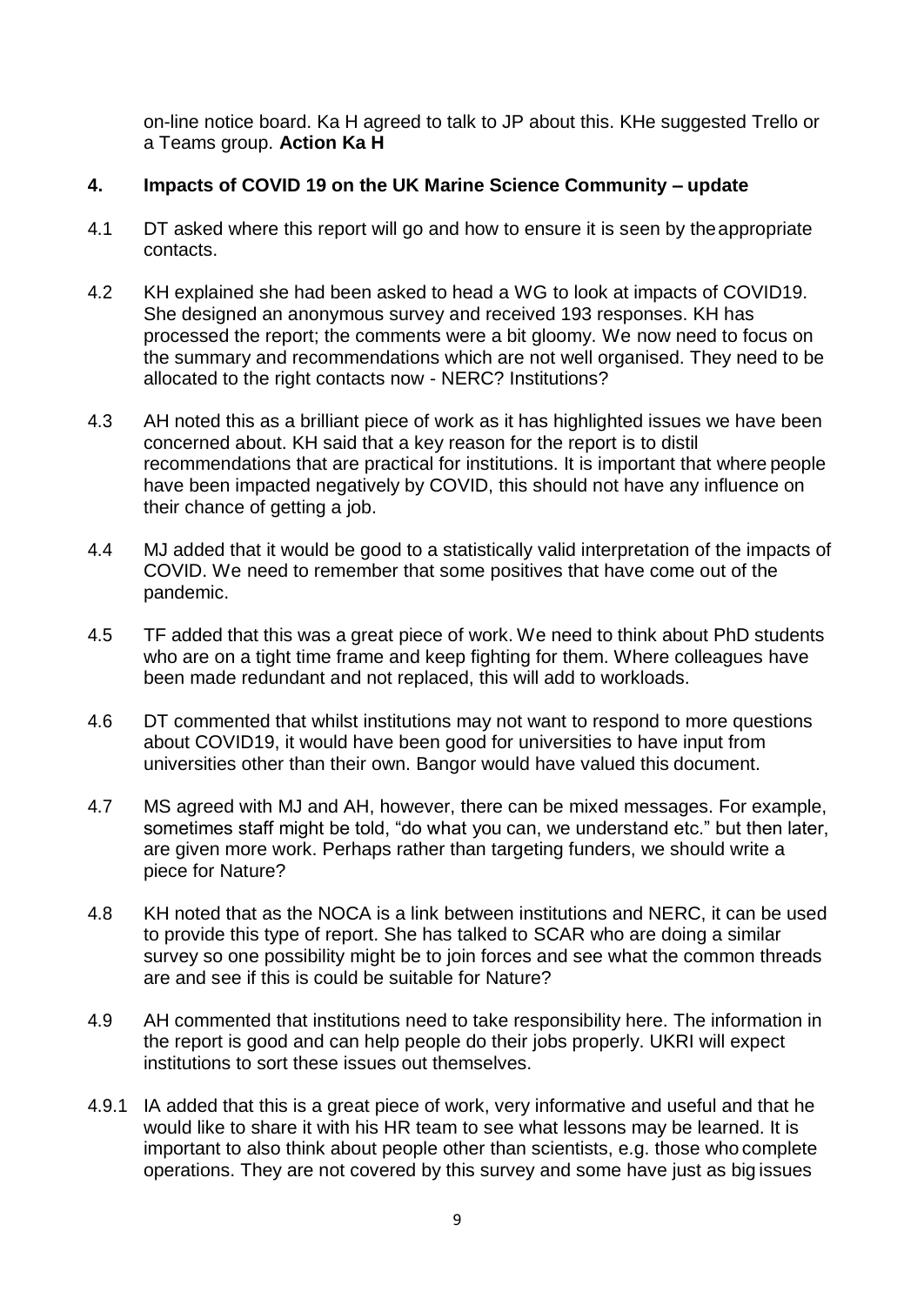on-line notice board. Ka H agreed to talk to JP about this. KHe suggested Trello or a Teams group. **Action Ka H**

## 4. Impacts of COVID 19 on the UK Marine Science Community – update

4.1 DT asked where this report will go and how to ensure it is seen by theappropriate contacts.

4.2 KH explained she had been asked to head a WG to look at impacts of COVID19. She designed an anonymous survey and received 193 responses. KH has processed the report; the comments were a bit gloomy. We now need to focus on the summary and recommendations which are not well organised. They need to be allocated to the right contacts now - NERC? Institutions?

4.3 AH noted this as a brilliant piece of work as it has highlighted issues we have been concerned about. KH said that a key reason for the report is to distil recommendations that are practical for institutions. It is important that where people have been impacted negatively by COVID, this should not have any influence on their chance of getting a job.

4.4 MJ added that it would be good to a statistically valid interpretation of the impacts of COVID. We need to remember that some positives that have come out of the pandemic.

4.5 TF added that this was a great piece of work. We need to think about PhD students who are on a tight time frame and keep fighting for them. Where colleagues have been made redundant and not replaced, this will add to workloads.

4.6 DT commented that whilst institutions may not want to respond to more questions about COVID19, it would have been good for universities to have input from universities other than their own. Bangor would have valued this document.

4.7 MS agreed with MJ and AH, however, there can be mixed messages. For example, sometimes staff might be told, "do what you can, we understand etc." but then later, are given more work. Perhaps rather than targeting funders, we should write a piece for Nature?

4.8 KH noted that as the NOCA is a link between institutions and NERC, it can be used to provide this type of report. She has talked to SCAR who are doing a similar survey so one possibility might be to join forces and see what the common threads are and see if this is could be suitable for Nature?

4.9 AH commented that institutions need to take responsibility here. The information in the report is good and can help people do their jobs properly. UKRI will expect institutions to sort these issues out themselves.

4.9.1 IA added that this is a great piece of work, very informative and useful and that he would like to share it with his HR team to see what lessons may be learned. It is important to also think about people other than scientists, e.g. those who complete operations. They are not covered by this survey and some have just as big issues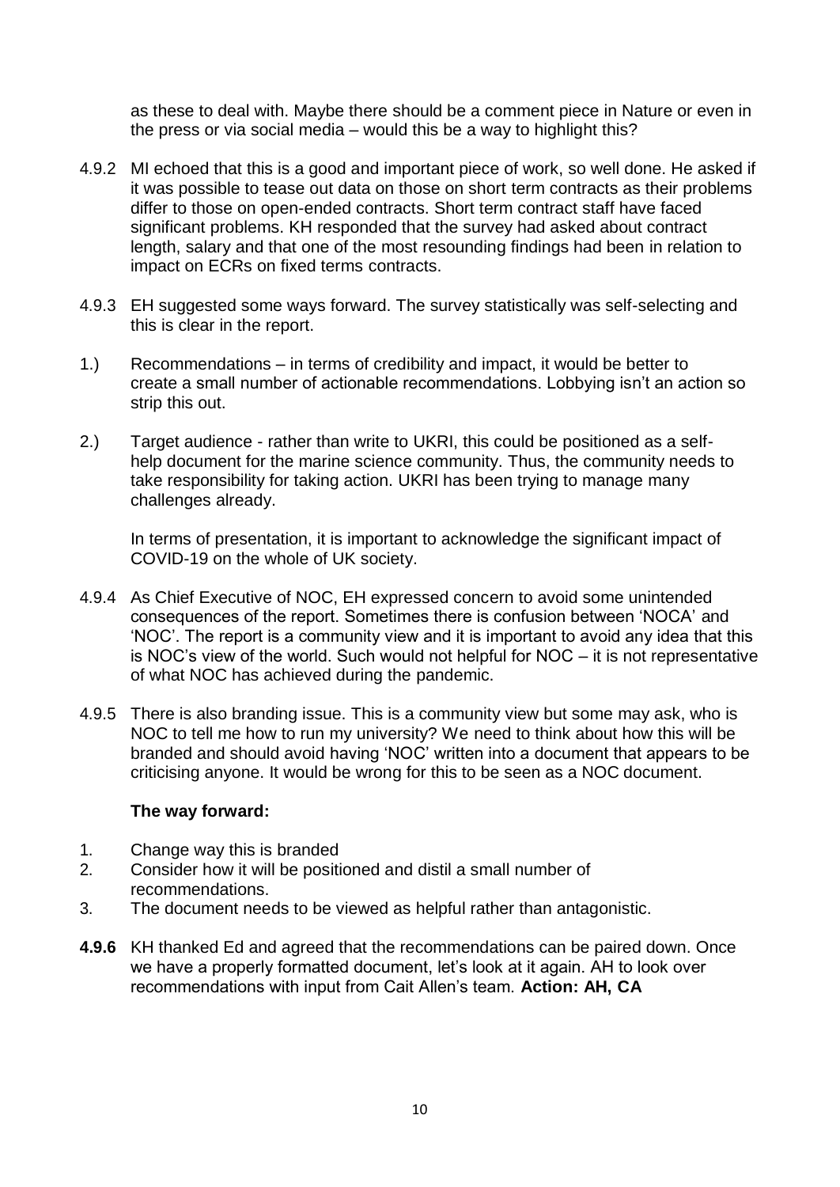as these to deal with. Maybe there should be a comment piece in Nature or even in the press or via social media – would this be a way to highlight this?

4.9.2 MI echoed that this is a good and important piece of work, so well done. He asked if it was possible to tease out data on those on short term contracts as their problems differ to those on open-ended contracts. Short term contract staff have faced significant problems. KH responded that the survey had asked about contract length, salary and that one of the most resounding findings had been in relation to impact on ECRs on fixed terms contracts.

4.9.3 EH suggested some ways forward. The survey statistically was self-selecting and this is clear in the report.

1.) Recommendations – in terms of credibility and impact, it would be better to create a small number of actionable recommendations. Lobbying isn't an action so strip this out.

2.) Target audience - rather than write to UKRI, this could be positioned as a self-help document for the marine science community. Thus, the community needs to take responsibility for taking action. UKRI has been trying to manage many challenges already.

In terms of presentation, it is important to acknowledge the significant impact of COVID-19 on the whole of UK society.

4.9.4 As Chief Executive of NOC, EH expressed concern to avoid some unintended consequences of the report. Sometimes there is confusion between 'NOCA' and 'NOC'. The report is a community view and it is important to avoid any idea that this is NOC's view of the world. Such would not helpful for NOC – it is not representative of what NOC has achieved during the pandemic.

4.9.5 There is also branding issue. This is a community view but some may ask, who is NOC to tell me how to run my university? We need to think about how this will be branded and should avoid having 'NOC' written into a document that appears to be criticising anyone. It would be wrong for this to be seen as a NOC document.

**The way forward:**

1. Change way this is branded
2. Consider how it will be positioned and distil a small number of recommendations.
3. The document needs to be viewed as helpful rather than antagonistic.

**4.9.6** KH thanked Ed and agreed that the recommendations can be paired down. Once we have a properly formatted document, let's look at it again. AH to look over recommendations with input from Cait Allen's team. **Action: AH, CA**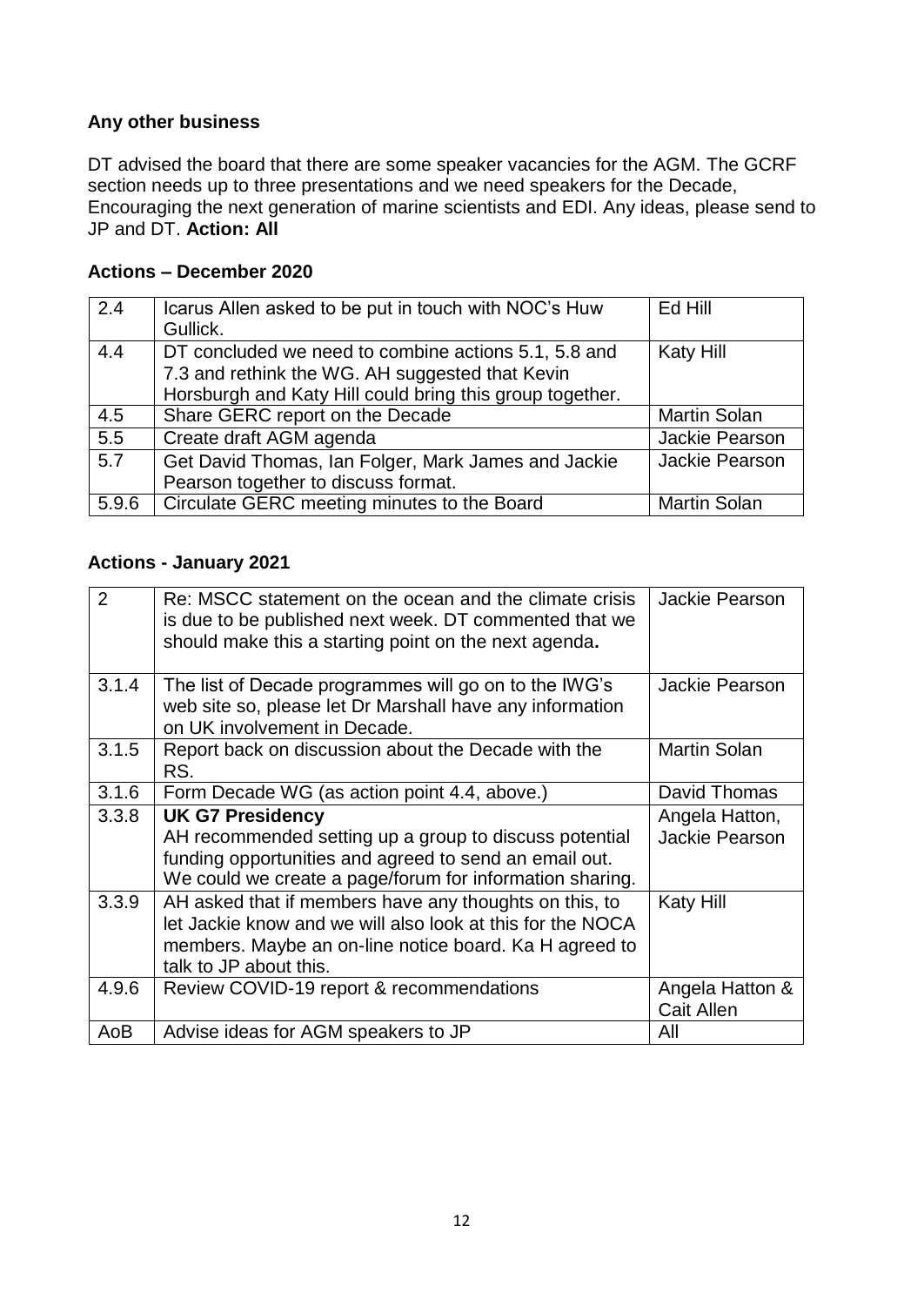### Any other business

DT advised the board that there are some speaker vacancies for the AGM. The GCRF section needs up to three presentations and we need speakers for the Decade, Encouraging the next generation of marine scientists and EDI. Any ideas, please send to JP and DT. **Action: All**

### Actions – December 2020

| | | |
|---|---|---|
| 2.4 | Icarus Allen asked to be put in touch with NOC's Huw Gullick. | Ed Hill |
| 4.4 | DT concluded we need to combine actions 5.1, 5.8 and 7.3 and rethink the WG. AH suggested that Kevin Horsburgh and Katy Hill could bring this group together. | Katy Hill |
| 4.5 | Share GERC report on the Decade | Martin Solan |
| 5.5 | Create draft AGM agenda | Jackie Pearson |
| 5.7 | Get David Thomas, Ian Folger, Mark James and Jackie Pearson together to discuss format. | Jackie Pearson |
| 5.9.6 | Circulate GERC meeting minutes to the Board | Martin Solan |

### Actions - January 2021

| | | |
|---|---|---|
| 2 | Re: MSCC statement on the ocean and the climate crisis is due to be published next week. DT commented that we should make this a starting point on the next agenda**.** | Jackie Pearson |
| 3.1.4 | The list of Decade programmes will go on to the IWG's web site so, please let Dr Marshall have any information on UK involvement in Decade. | Jackie Pearson |
| 3.1.5 | Report back on discussion about the Decade with the RS. | Martin Solan |
| 3.1.6 | Form Decade WG (as action point 4.4, above.) | David Thomas |
| 3.3.8 | **UK G7 Presidency** AH recommended setting up a group to discuss potential funding opportunities and agreed to send an email out. We could we create a page/forum for information sharing. | Angela Hatton, Jackie Pearson |
| 3.3.9 | AH asked that if members have any thoughts on this, to let Jackie know and we will also look at this for the NOCA members. Maybe an on-line notice board. Ka H agreed to talk to JP about this. | Katy Hill |
| 4.9.6 | Review COVID-19 report & recommendations | Angela Hatton & Cait Allen |
| AoB | Advise ideas for AGM speakers to JP | All |